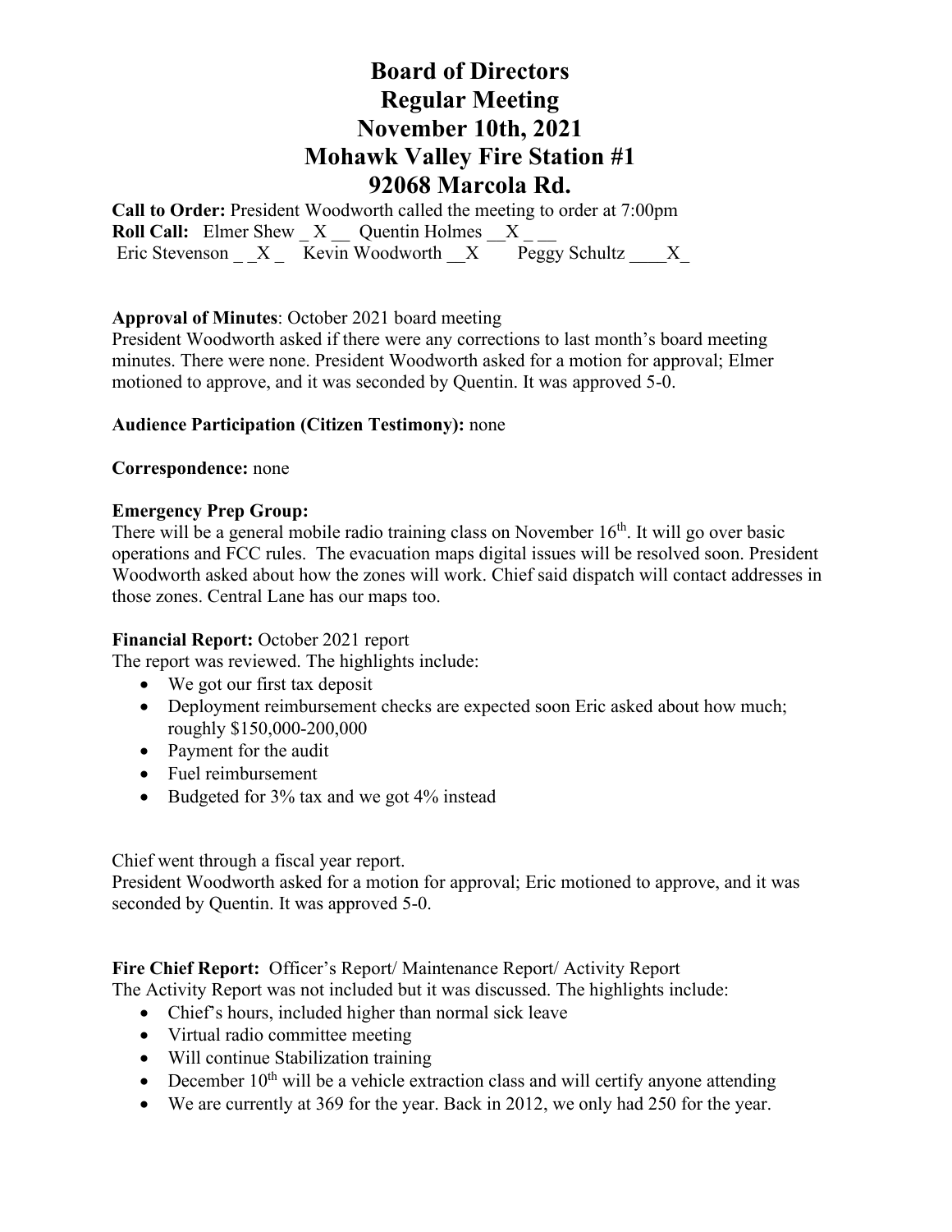# Board of Directors
# Regular Meeting
# November 10th, 2021
# Mohawk Valley Fire Station #1
# 92068 Marcola Rd.

**Call to Order:** President Woodworth called the meeting to order at 7:00pm

**Roll Call:** Elmer Shew _ X __ Quentin Holmes __X _ __
Eric Stevenson _ _X _ Kevin Woodworth __X Peggy Schultz ____X_

**Approval of Minutes**: October 2021 board meeting

President Woodworth asked if there were any corrections to last month's board meeting minutes. There were none. President Woodworth asked for a motion for approval; Elmer motioned to approve, and it was seconded by Quentin. It was approved 5-0.

**Audience Participation (Citizen Testimony):** none

**Correspondence:** none

**Emergency Prep Group:**

There will be a general mobile radio training class on November 16th. It will go over basic operations and FCC rules. The evacuation maps digital issues will be resolved soon. President Woodworth asked about how the zones will work. Chief said dispatch will contact addresses in those zones. Central Lane has our maps too.

**Financial Report:** October 2021 report

The report was reviewed. The highlights include:

- We got our first tax deposit
- Deployment reimbursement checks are expected soon Eric asked about how much; roughly $150,000-200,000
- Payment for the audit
- Fuel reimbursement
- Budgeted for 3% tax and we got 4% instead

Chief went through a fiscal year report.

President Woodworth asked for a motion for approval; Eric motioned to approve, and it was seconded by Quentin. It was approved 5-0.

**Fire Chief Report:** Officer's Report/ Maintenance Report/ Activity Report

The Activity Report was not included but it was discussed. The highlights include:

- Chief's hours, included higher than normal sick leave
- Virtual radio committee meeting
- Will continue Stabilization training
- December 10th will be a vehicle extraction class and will certify anyone attending
- We are currently at 369 for the year. Back in 2012, we only had 250 for the year.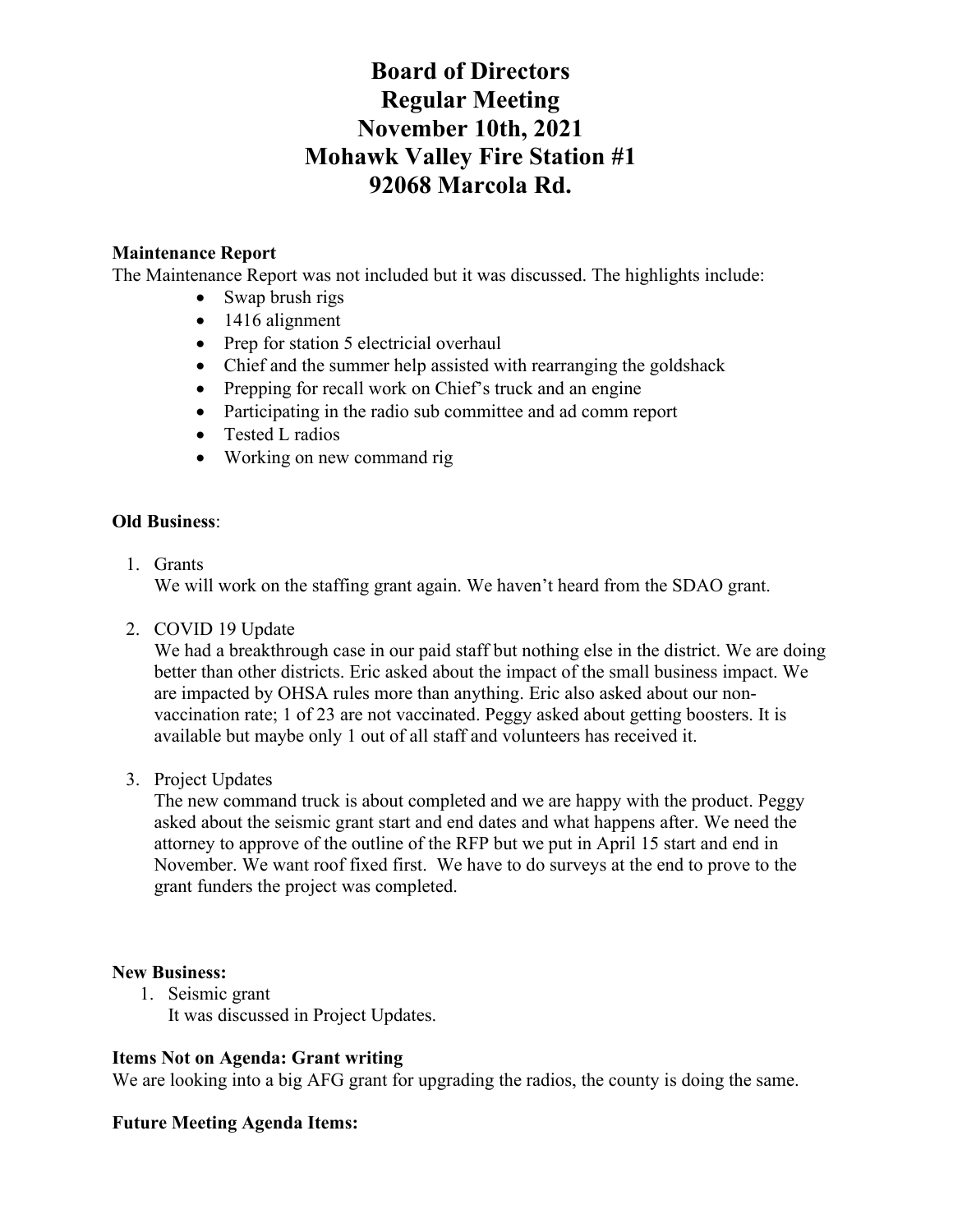# Board of Directors
# Regular Meeting
# November 10th, 2021
# Mohawk Valley Fire Station #1
# 92068 Marcola Rd.

**Maintenance Report**

The Maintenance Report was not included but it was discussed. The highlights include:

- Swap brush rigs
- 1416 alignment
- Prep for station 5 electricial overhaul
- Chief and the summer help assisted with rearranging the goldshack
- Prepping for recall work on Chief's truck and an engine
- Participating in the radio sub committee and ad comm report
- Tested L radios
- Working on new command rig

**Old Business**:

1. Grants
   We will work on the staffing grant again. We haven't heard from the SDAO grant.

2. COVID 19 Update
   We had a breakthrough case in our paid staff but nothing else in the district. We are doing better than other districts. Eric asked about the impact of the small business impact. We are impacted by OHSA rules more than anything. Eric also asked about our non-vaccination rate; 1 of 23 are not vaccinated. Peggy asked about getting boosters. It is available but maybe only 1 out of all staff and volunteers has received it.

3. Project Updates
   The new command truck is about completed and we are happy with the product. Peggy asked about the seismic grant start and end dates and what happens after. We need the attorney to approve of the outline of the RFP but we put in April 15 start and end in November. We want roof fixed first. We have to do surveys at the end to prove to the grant funders the project was completed.

**New Business:**

1. Seismic grant
   It was discussed in Project Updates.

**Items Not on Agenda: Grant writing**

We are looking into a big AFG grant for upgrading the radios, the county is doing the same.

**Future Meeting Agenda Items:**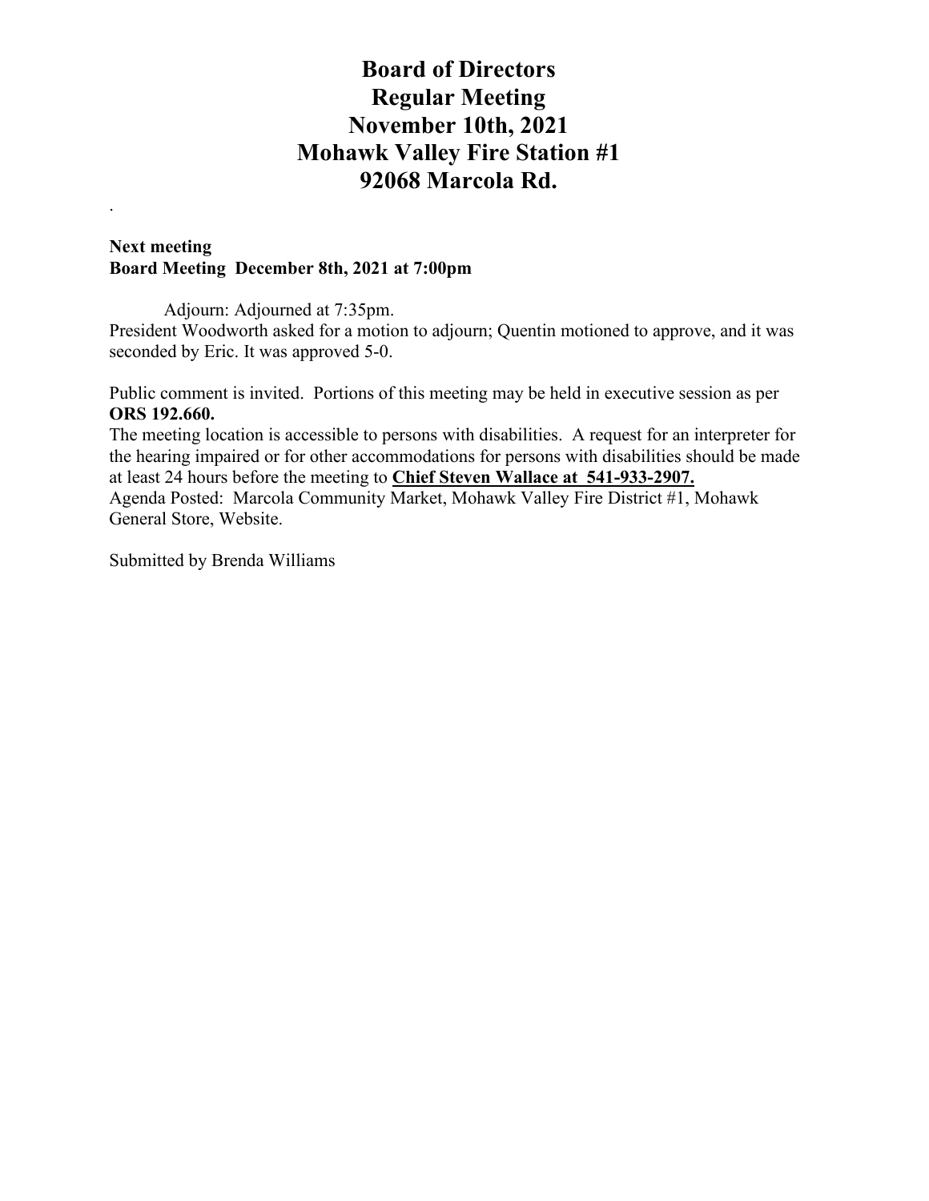# Board of Directors
# Regular Meeting
# November 10th, 2021
# Mohawk Valley Fire Station #1
# 92068 Marcola Rd.

.

**Next meeting**
**Board Meeting December 8th, 2021 at 7:00pm**

Adjourn: Adjourned at 7:35pm.
President Woodworth asked for a motion to adjourn; Quentin motioned to approve, and it was seconded by Eric. It was approved 5-0.

Public comment is invited. Portions of this meeting may be held in executive session as per **ORS 192.660.**
The meeting location is accessible to persons with disabilities. A request for an interpreter for the hearing impaired or for other accommodations for persons with disabilities should be made at least 24 hours before the meeting to **Chief Steven Wallace at 541-933-2907.**
Agenda Posted: Marcola Community Market, Mohawk Valley Fire District #1, Mohawk General Store, Website.

Submitted by Brenda Williams